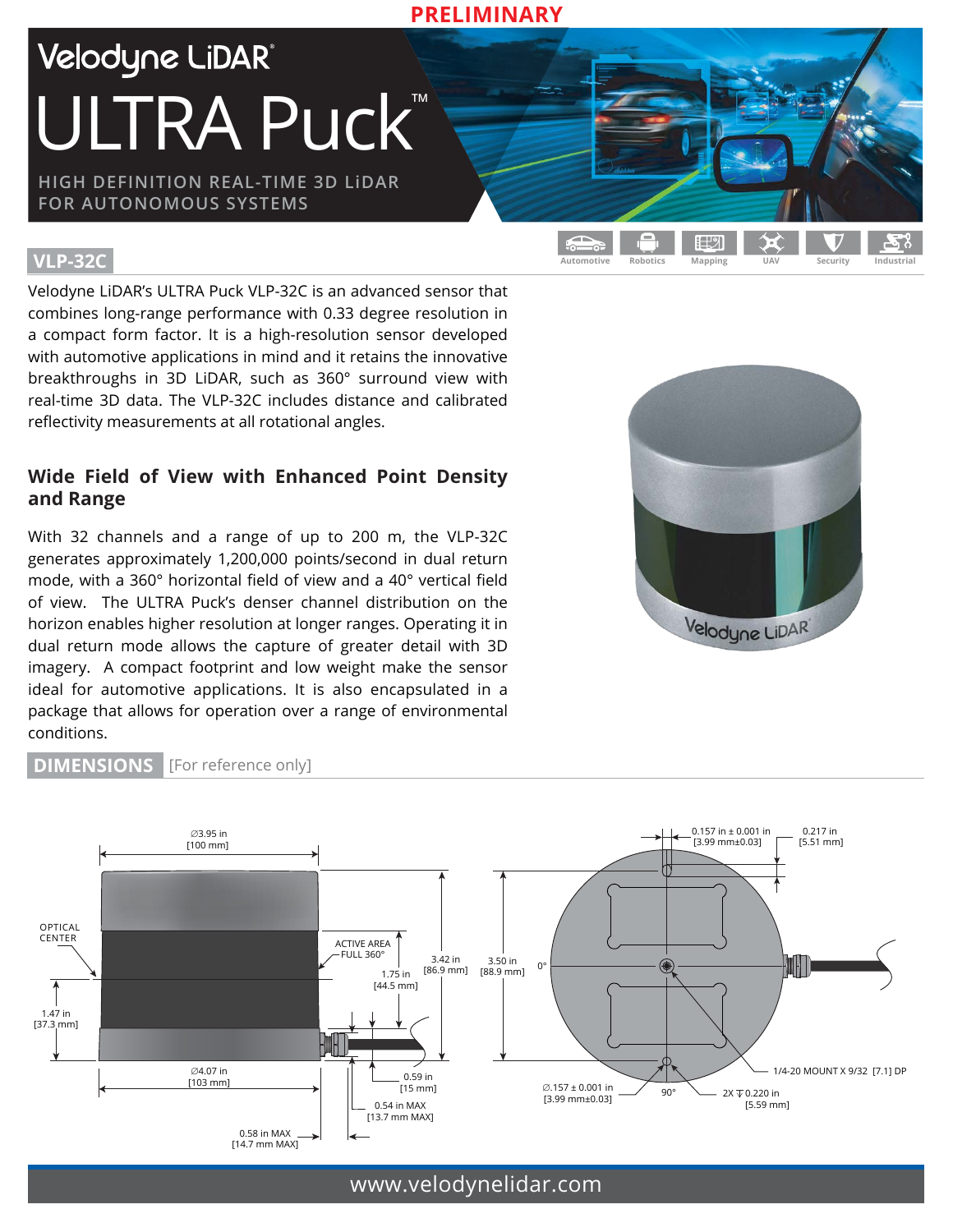**PRELIMINARY**

Velodyne LiDAR®

# ULTRA Puck™

HIGH DEFINITION REAL-TIME 3D LiDAR FOR AUTONOMOUS SYSTEMS

## VLP-32C

Automotive | Robotics | Mapping | UAV | Security | Industrial

Velodyne LiDAR's ULTRA Puck VLP-32C is an advanced sensor that combines long-range performance with 0.33 degree resolution in a compact form factor. It is a high-resolution sensor developed with automotive applications in mind and it retains the innovative breakthroughs in 3D LiDAR, such as 360° surround view with real-time 3D data. The VLP-32C includes distance and calibrated reflectivity measurements at all rotational angles.

### Wide Field of View with Enhanced Point Density and Range

With 32 channels and a range of up to 200 m, the VLP-32C generates approximately 1,200,000 points/second in dual return mode, with a 360° horizontal field of view and a 40° vertical field of view. The ULTRA Puck's denser channel distribution on the horizon enables higher resolution at longer ranges. Operating it in dual return mode allows the capture of greater detail with 3D imagery. A compact footprint and low weight make the sensor ideal for automotive applications. It is also encapsulated in a package that allows for operation over a range of environmental conditions.

## DIMENSIONS [For reference only]

Ø3.95 in [100 mm]

OPTICAL CENTER

ACTIVE AREA FULL 360°

1.75 in [44.5 mm]

3.42 in [86.9 mm]

3.50 in [88.9 mm]

1.47 in [37.3 mm]

Ø4.07 in [103 mm]

0.59 in [15 mm]

0.54 in MAX [13.7 mm MAX]

0.58 in MAX [14.7 mm MAX]

0.157 in ± 0.001 in [3.99 mm±0.03]

0.217 in [5.51 mm]

0°

90°

Ø.157 ± 0.001 in [3.99 mm±0.03]

1/4-20 MOUNT X 9/32 [7.1] DP

2X ⊽ 0.220 in [5.59 mm]

www.velodynelidar.com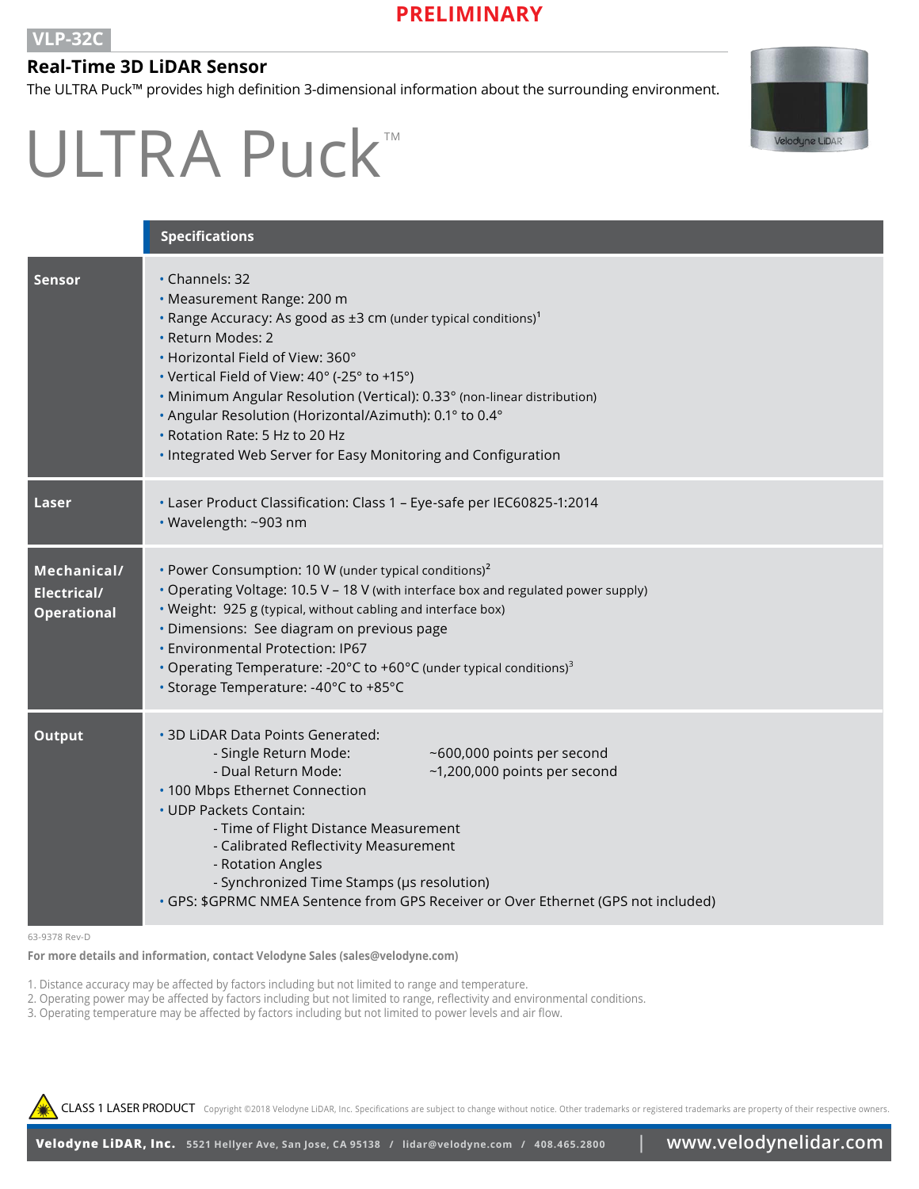**PRELIMINARY**

**VLP-32C**

## Real-Time 3D LiDAR Sensor

The ULTRA Puck™ provides high definition 3-dimensional information about the surrounding environment.

# ULTRA Puck™

| | Specifications |
|---|---|
| **Sensor** | • Channels: 32<br>• Measurement Range: 200 m<br>• Range Accuracy: As good as ±3 cm (under typical conditions)[1]<br>• Return Modes: 2<br>• Horizontal Field of View: 360°<br>• Vertical Field of View: 40° (-25° to +15°)<br>• Minimum Angular Resolution (Vertical): 0.33° (non-linear distribution)<br>• Angular Resolution (Horizontal/Azimuth): 0.1° to 0.4°<br>• Rotation Rate: 5 Hz to 20 Hz<br>• Integrated Web Server for Easy Monitoring and Configuration |
| **Laser** | • Laser Product Classification: Class 1 – Eye-safe per IEC60825-1:2014<br>• Wavelength: ~903 nm |
| **Mechanical/ Electrical/ Operational** | • Power Consumption: 10 W (under typical conditions)[2]<br>• Operating Voltage: 10.5 V – 18 V (with interface box and regulated power supply)<br>• Weight: 925 g (typical, without cabling and interface box)<br>• Dimensions: See diagram on previous page<br>• Environmental Protection: IP67<br>• Operating Temperature: -20°C to +60°C (under typical conditions)[3]<br>• Storage Temperature: -40°C to +85°C |
| **Output** | • 3D LiDAR Data Points Generated:<br>- Single Return Mode: ~600,000 points per second<br>- Dual Return Mode: ~1,200,000 points per second<br>• 100 Mbps Ethernet Connection<br>• UDP Packets Contain:<br>- Time of Flight Distance Measurement<br>- Calibrated Reflectivity Measurement<br>- Rotation Angles<br>- Synchronized Time Stamps (µs resolution)<br>• GPS: $GPRMC NMEA Sentence from GPS Receiver or Over Ethernet (GPS not included) |

63-9378 Rev-D

**For more details and information, contact Velodyne Sales (sales@velodyne.com)**

1. Distance accuracy may be affected by factors including but not limited to range and temperature.
2. Operating power may be affected by factors including but not limited to range, reflectivity and environmental conditions.
3. Operating temperature may be affected by factors including but not limited to power levels and air flow.

CLASS 1 LASER PRODUCT Copyright ©2018 Velodyne LiDAR, Inc. Specifications are subject to change without notice. Other trademarks or registered trademarks are property of their respective owners.

**Velodyne LiDAR, Inc.** 5521 Hellyer Ave, San Jose, CA 95138 / lidar@velodyne.com / 408.465.2800 | www.velodynelidar.com